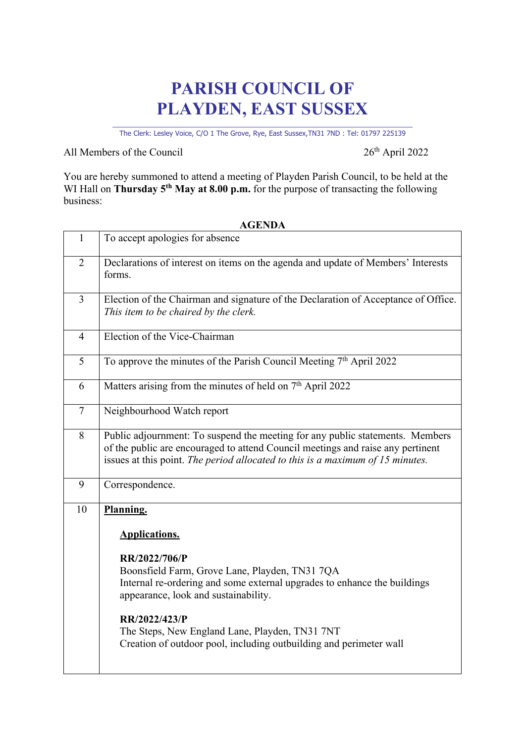# PARISH COUNCIL OF PLAYDEN, EAST SUSSEX

The Clerk: Lesley Voice, C/O 1 The Grove, Rye, East Sussex,TN31 7ND : Tel: 01797 225139

All Members of the Council

26th April 2022

You are hereby summoned to attend a meeting of Playden Parish Council, to be held at the WI Hall on **Thursday 5th May at 8.00 p.m.** for the purpose of transacting the following business:

**AGENDA**

| | |
|---|---|
| 1 | To accept apologies for absence |
| 2 | Declarations of interest on items on the agenda and update of Members' Interests forms. |
| 3 | Election of the Chairman and signature of the Declaration of Acceptance of Office. *This item to be chaired by the clerk.* |
| 4 | Election of the Vice-Chairman |
| 5 | To approve the minutes of the Parish Council Meeting 7th April 2022 |
| 6 | Matters arising from the minutes of held on 7th April 2022 |
| 7 | Neighbourhood Watch report |
| 8 | Public adjournment: To suspend the meeting for any public statements. Members of the public are encouraged to attend Council meetings and raise any pertinent issues at this point. *The period allocated to this is a maximum of 15 minutes.* |
| 9 | Correspondence. |
| 10 | **Planning.**<br><br>**Applications.**<br><br>**RR/2022/706/P**<br>Boonsfield Farm, Grove Lane, Playden, TN31 7QA<br>Internal re-ordering and some external upgrades to enhance the buildings appearance, look and sustainability.<br><br>**RR/2022/423/P**<br>The Steps, New England Lane, Playden, TN31 7NT<br>Creation of outdoor pool, including outbuilding and perimeter wall |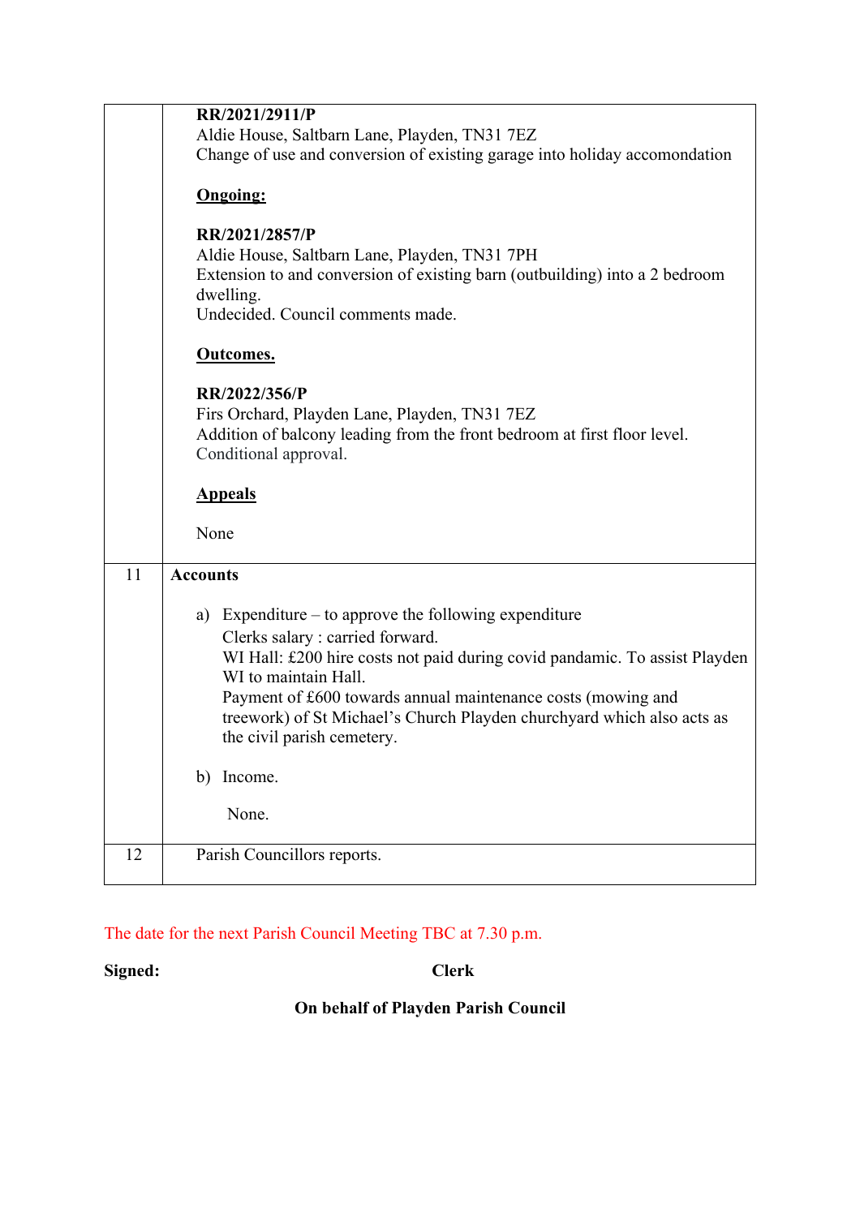| | |
|---|---|
| | **RR/2021/2911/P**<br>Aldie House, Saltbarn Lane, Playden, TN31 7EZ<br>Change of use and conversion of existing garage into holiday accomondation<br><br>**Ongoing:**<br><br>**RR/2021/2857/P**<br>Aldie House, Saltbarn Lane, Playden, TN31 7PH<br>Extension to and conversion of existing barn (outbuilding) into a 2 bedroom dwelling.<br>Undecided. Council comments made.<br><br>**Outcomes.**<br><br>**RR/2022/356/P**<br>Firs Orchard, Playden Lane, Playden, TN31 7EZ<br>Addition of balcony leading from the front bedroom at first floor level.<br>Conditional approval.<br><br>**Appeals**<br><br>None |
| 11 | **Accounts**<br><br>a) Expenditure – to approve the following expenditure<br>Clerks salary : carried forward.<br>WI Hall: £200 hire costs not paid during covid pandamic. To assist Playden WI to maintain Hall.<br>Payment of £600 towards annual maintenance costs (mowing and treework) of St Michael's Church Playden churchyard which also acts as the civil parish cemetery.<br><br>b) Income.<br><br>None. |
| 12 | Parish Councillors reports. |

The date for the next Parish Council Meeting TBC at 7.30 p.m.

**Signed:** **Clerk**

**On behalf of Playden Parish Council**